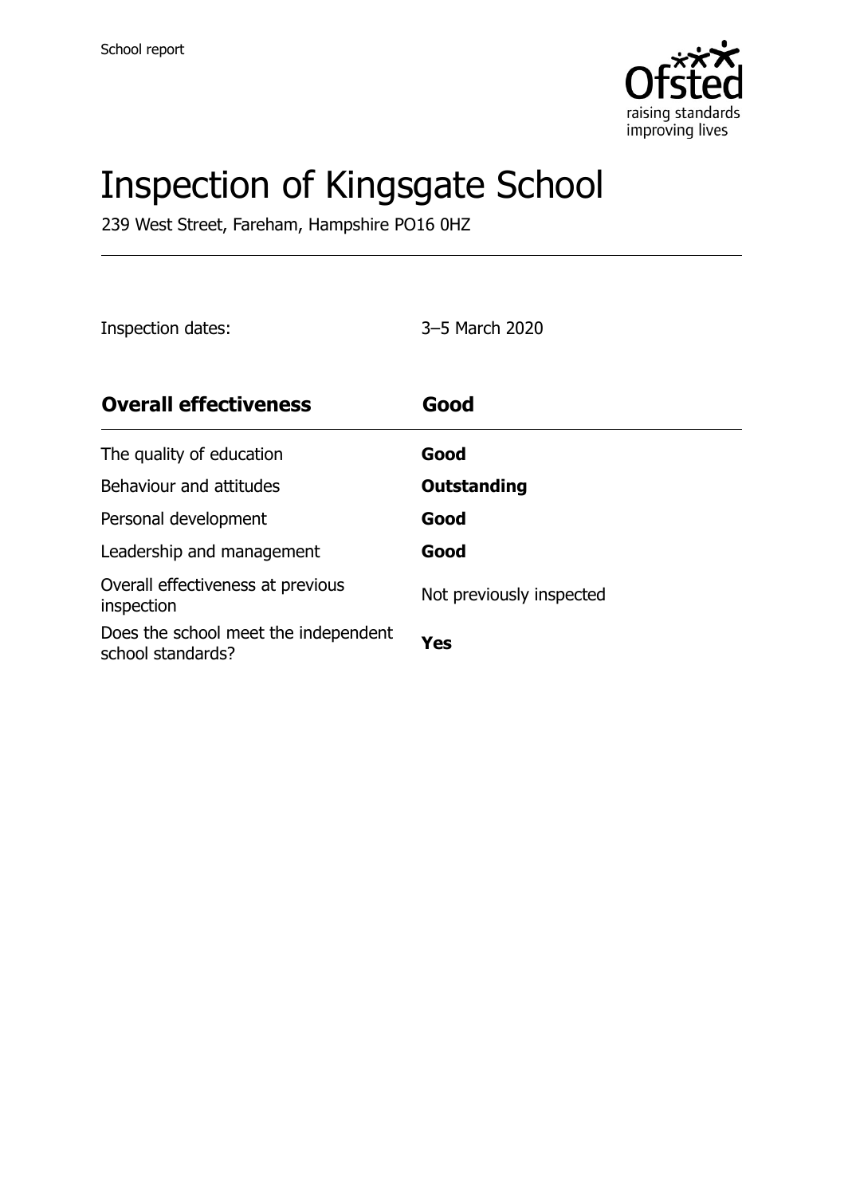School report

# Inspection of Kingsgate School

239 West Street, Fareham, Hampshire PO16 0HZ

Inspection dates: 3–5 March 2020

| **Overall effectiveness** | **Good** |
| --- | --- |
| The quality of education | **Good** |
| Behaviour and attitudes | **Outstanding** |
| Personal development | **Good** |
| Leadership and management | **Good** |
| Overall effectiveness at previous inspection | Not previously inspected |
| Does the school meet the independent school standards? | **Yes** |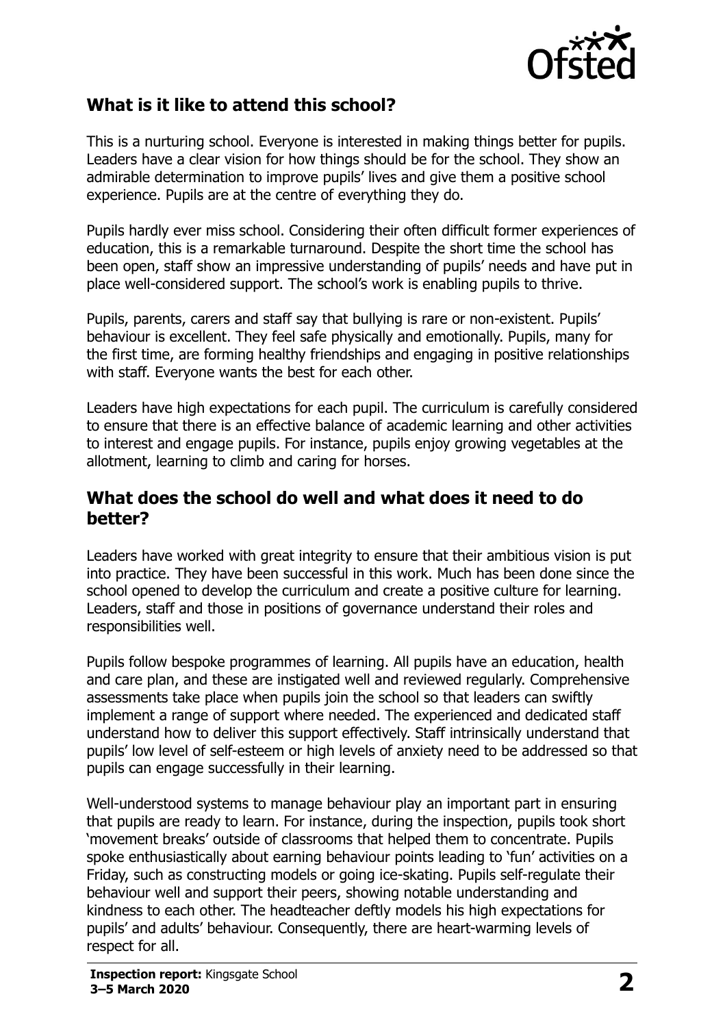## What is it like to attend this school?

This is a nurturing school. Everyone is interested in making things better for pupils. Leaders have a clear vision for how things should be for the school. They show an admirable determination to improve pupils' lives and give them a positive school experience. Pupils are at the centre of everything they do.

Pupils hardly ever miss school. Considering their often difficult former experiences of education, this is a remarkable turnaround. Despite the short time the school has been open, staff show an impressive understanding of pupils' needs and have put in place well-considered support. The school's work is enabling pupils to thrive.

Pupils, parents, carers and staff say that bullying is rare or non-existent. Pupils' behaviour is excellent. They feel safe physically and emotionally. Pupils, many for the first time, are forming healthy friendships and engaging in positive relationships with staff. Everyone wants the best for each other.

Leaders have high expectations for each pupil. The curriculum is carefully considered to ensure that there is an effective balance of academic learning and other activities to interest and engage pupils. For instance, pupils enjoy growing vegetables at the allotment, learning to climb and caring for horses.

## What does the school do well and what does it need to do better?

Leaders have worked with great integrity to ensure that their ambitious vision is put into practice. They have been successful in this work. Much has been done since the school opened to develop the curriculum and create a positive culture for learning. Leaders, staff and those in positions of governance understand their roles and responsibilities well.

Pupils follow bespoke programmes of learning. All pupils have an education, health and care plan, and these are instigated well and reviewed regularly. Comprehensive assessments take place when pupils join the school so that leaders can swiftly implement a range of support where needed. The experienced and dedicated staff understand how to deliver this support effectively. Staff intrinsically understand that pupils' low level of self-esteem or high levels of anxiety need to be addressed so that pupils can engage successfully in their learning.

Well-understood systems to manage behaviour play an important part in ensuring that pupils are ready to learn. For instance, during the inspection, pupils took short 'movement breaks' outside of classrooms that helped them to concentrate. Pupils spoke enthusiastically about earning behaviour points leading to 'fun' activities on a Friday, such as constructing models or going ice-skating. Pupils self-regulate their behaviour well and support their peers, showing notable understanding and kindness to each other. The headteacher deftly models his high expectations for pupils' and adults' behaviour. Consequently, there are heart-warming levels of respect for all.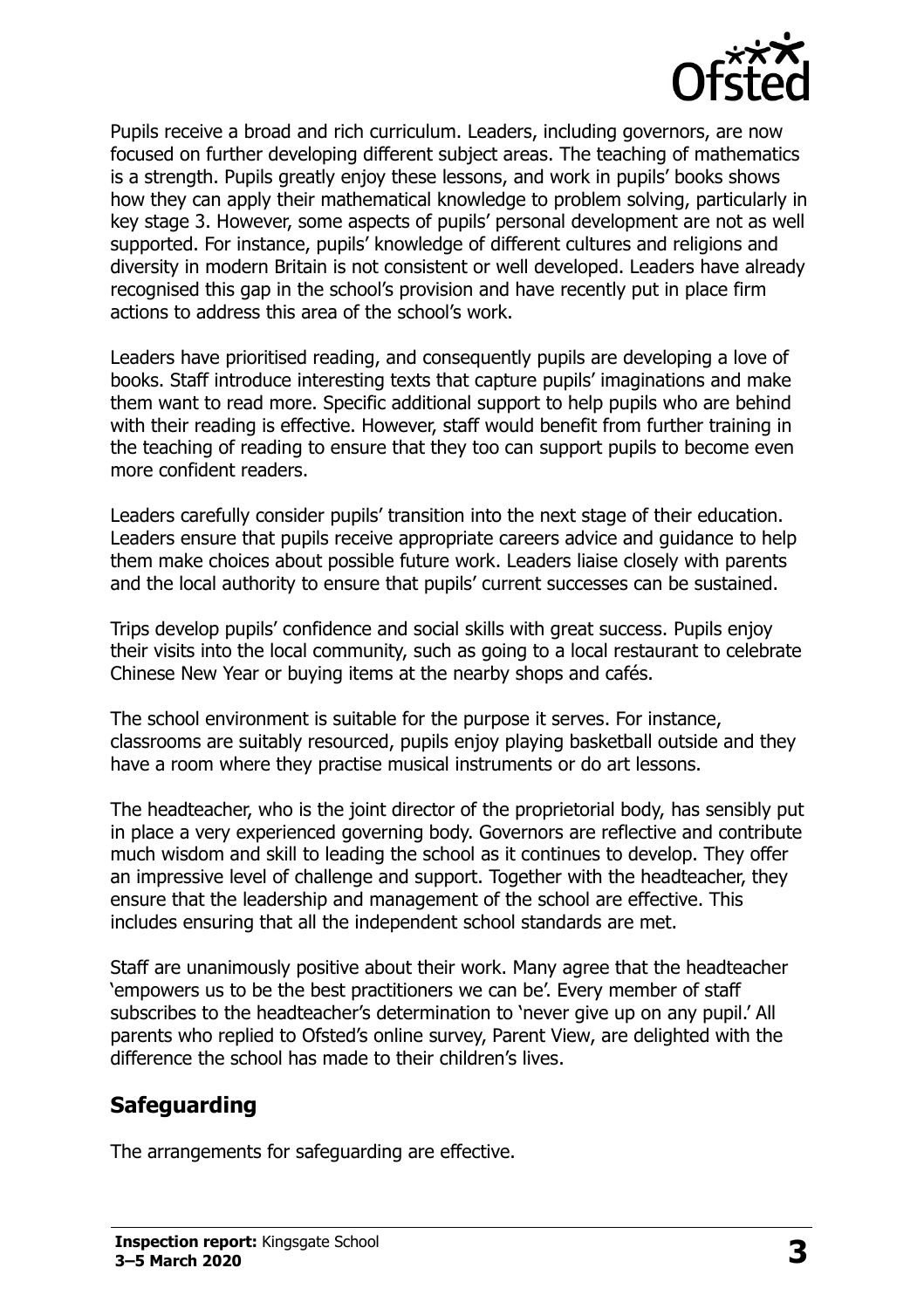Pupils receive a broad and rich curriculum. Leaders, including governors, are now focused on further developing different subject areas. The teaching of mathematics is a strength. Pupils greatly enjoy these lessons, and work in pupils' books shows how they can apply their mathematical knowledge to problem solving, particularly in key stage 3. However, some aspects of pupils' personal development are not as well supported. For instance, pupils' knowledge of different cultures and religions and diversity in modern Britain is not consistent or well developed. Leaders have already recognised this gap in the school's provision and have recently put in place firm actions to address this area of the school's work.

Leaders have prioritised reading, and consequently pupils are developing a love of books. Staff introduce interesting texts that capture pupils' imaginations and make them want to read more. Specific additional support to help pupils who are behind with their reading is effective. However, staff would benefit from further training in the teaching of reading to ensure that they too can support pupils to become even more confident readers.

Leaders carefully consider pupils' transition into the next stage of their education. Leaders ensure that pupils receive appropriate careers advice and guidance to help them make choices about possible future work. Leaders liaise closely with parents and the local authority to ensure that pupils' current successes can be sustained.

Trips develop pupils' confidence and social skills with great success. Pupils enjoy their visits into the local community, such as going to a local restaurant to celebrate Chinese New Year or buying items at the nearby shops and cafés.

The school environment is suitable for the purpose it serves. For instance, classrooms are suitably resourced, pupils enjoy playing basketball outside and they have a room where they practise musical instruments or do art lessons.

The headteacher, who is the joint director of the proprietorial body, has sensibly put in place a very experienced governing body. Governors are reflective and contribute much wisdom and skill to leading the school as it continues to develop. They offer an impressive level of challenge and support. Together with the headteacher, they ensure that the leadership and management of the school are effective. This includes ensuring that all the independent school standards are met.

Staff are unanimously positive about their work. Many agree that the headteacher 'empowers us to be the best practitioners we can be'. Every member of staff subscribes to the headteacher's determination to 'never give up on any pupil.' All parents who replied to Ofsted's online survey, Parent View, are delighted with the difference the school has made to their children's lives.

## Safeguarding

The arrangements for safeguarding are effective.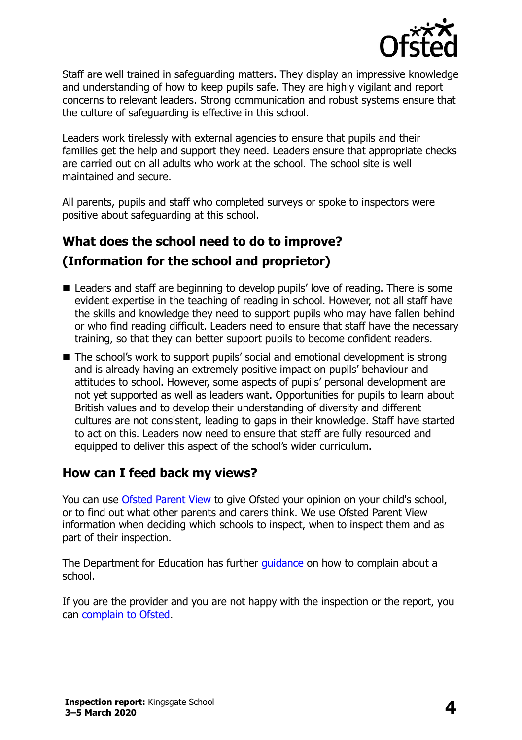Staff are well trained in safeguarding matters. They display an impressive knowledge and understanding of how to keep pupils safe. They are highly vigilant and report concerns to relevant leaders. Strong communication and robust systems ensure that the culture of safeguarding is effective in this school.

Leaders work tirelessly with external agencies to ensure that pupils and their families get the help and support they need. Leaders ensure that appropriate checks are carried out on all adults who work at the school. The school site is well maintained and secure.

All parents, pupils and staff who completed surveys or spoke to inspectors were positive about safeguarding at this school.

## What does the school need to do to improve?
## (Information for the school and proprietor)

- Leaders and staff are beginning to develop pupils' love of reading. There is some evident expertise in the teaching of reading in school. However, not all staff have the skills and knowledge they need to support pupils who may have fallen behind or who find reading difficult. Leaders need to ensure that staff have the necessary training, so that they can better support pupils to become confident readers.
- The school's work to support pupils' social and emotional development is strong and is already having an extremely positive impact on pupils' behaviour and attitudes to school. However, some aspects of pupils' personal development are not yet supported as well as leaders want. Opportunities for pupils to learn about British values and to develop their understanding of diversity and different cultures are not consistent, leading to gaps in their knowledge. Staff have started to act on this. Leaders now need to ensure that staff are fully resourced and equipped to deliver this aspect of the school's wider curriculum.

## How can I feed back my views?

You can use Ofsted Parent View to give Ofsted your opinion on your child's school, or to find out what other parents and carers think. We use Ofsted Parent View information when deciding which schools to inspect, when to inspect them and as part of their inspection.

The Department for Education has further guidance on how to complain about a school.

If you are the provider and you are not happy with the inspection or the report, you can complain to Ofsted.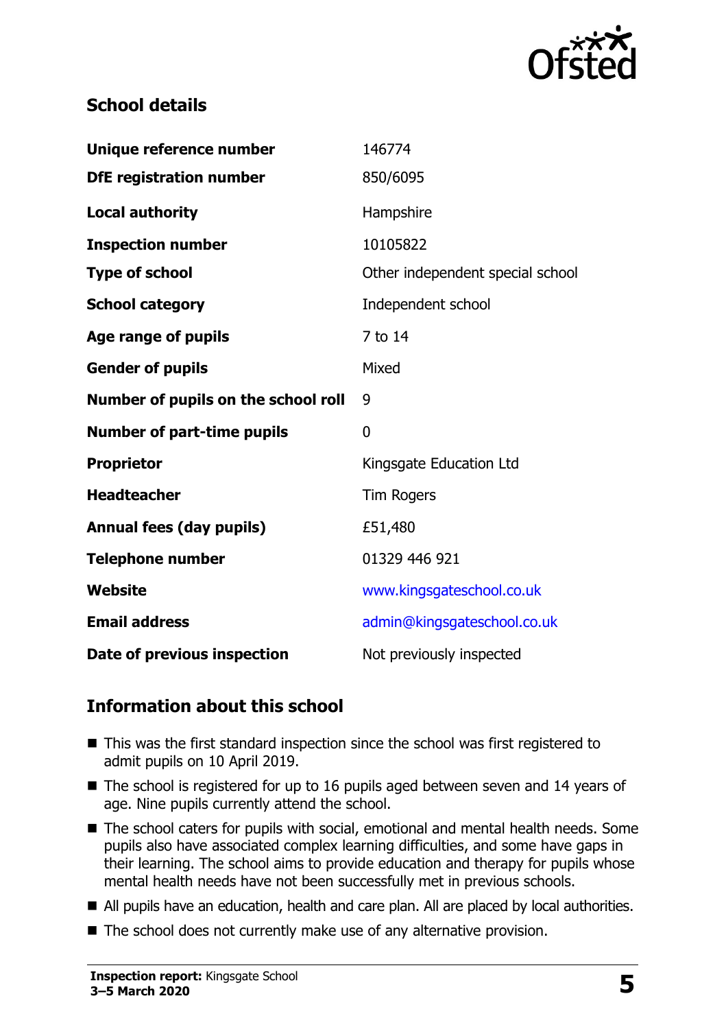## School details

| | |
|---|---|
| **Unique reference number** | 146774 |
| **DfE registration number** | 850/6095 |
| **Local authority** | Hampshire |
| **Inspection number** | 10105822 |
| **Type of school** | Other independent special school |
| **School category** | Independent school |
| **Age range of pupils** | 7 to 14 |
| **Gender of pupils** | Mixed |
| **Number of pupils on the school roll** | 9 |
| **Number of part-time pupils** | 0 |
| **Proprietor** | Kingsgate Education Ltd |
| **Headteacher** | Tim Rogers |
| **Annual fees (day pupils)** | £51,480 |
| **Telephone number** | 01329 446 921 |
| **Website** | www.kingsgateschool.co.uk |
| **Email address** | admin@kingsgateschool.co.uk |
| **Date of previous inspection** | Not previously inspected |

## Information about this school

- This was the first standard inspection since the school was first registered to admit pupils on 10 April 2019.
- The school is registered for up to 16 pupils aged between seven and 14 years of age. Nine pupils currently attend the school.
- The school caters for pupils with social, emotional and mental health needs. Some pupils also have associated complex learning difficulties, and some have gaps in their learning. The school aims to provide education and therapy for pupils whose mental health needs have not been successfully met in previous schools.
- All pupils have an education, health and care plan. All are placed by local authorities.
- The school does not currently make use of any alternative provision.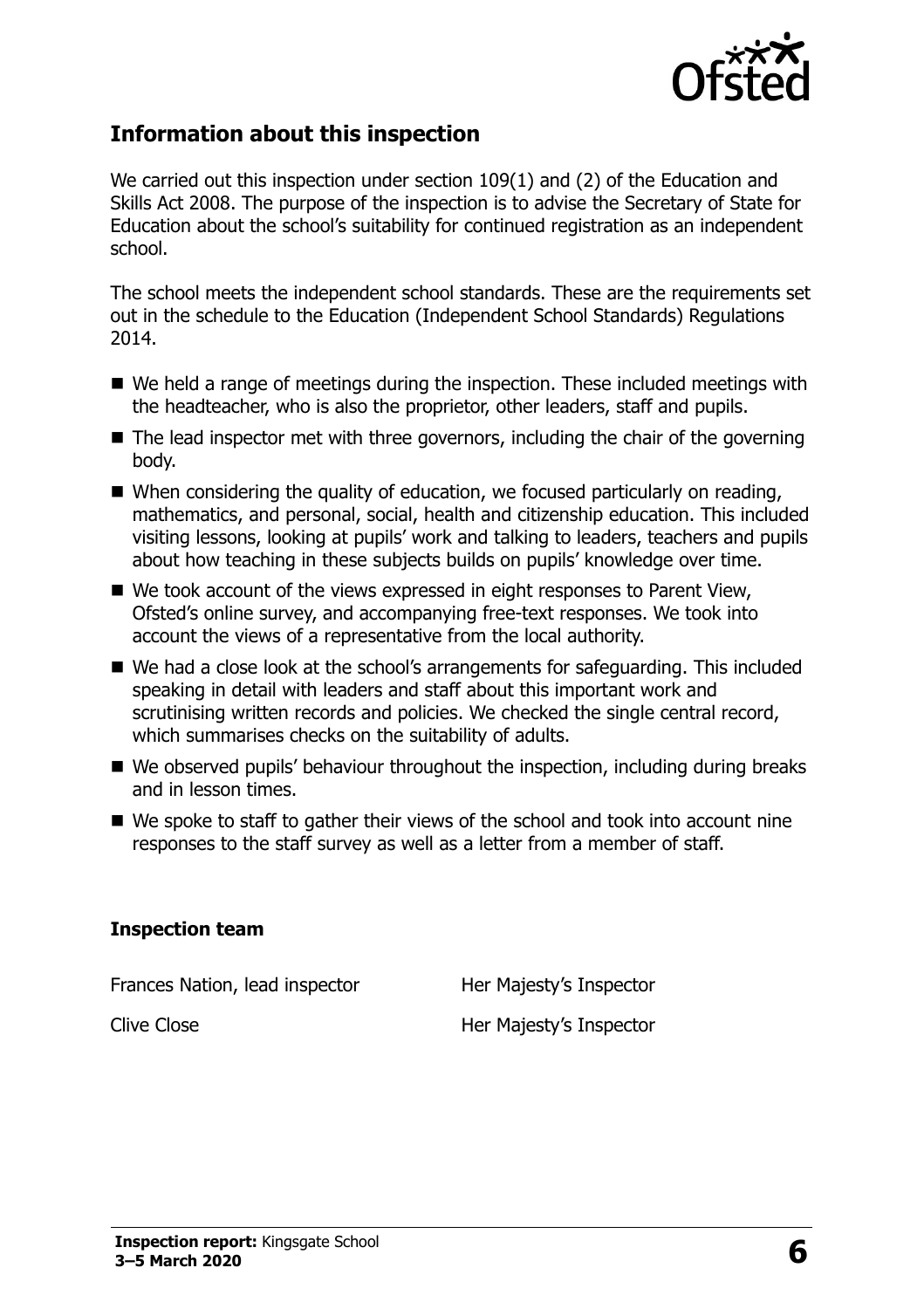## Information about this inspection

We carried out this inspection under section 109(1) and (2) of the Education and Skills Act 2008. The purpose of the inspection is to advise the Secretary of State for Education about the school's suitability for continued registration as an independent school.

The school meets the independent school standards. These are the requirements set out in the schedule to the Education (Independent School Standards) Regulations 2014.

- We held a range of meetings during the inspection. These included meetings with the headteacher, who is also the proprietor, other leaders, staff and pupils.
- The lead inspector met with three governors, including the chair of the governing body.
- When considering the quality of education, we focused particularly on reading, mathematics, and personal, social, health and citizenship education. This included visiting lessons, looking at pupils' work and talking to leaders, teachers and pupils about how teaching in these subjects builds on pupils' knowledge over time.
- We took account of the views expressed in eight responses to Parent View, Ofsted's online survey, and accompanying free-text responses. We took into account the views of a representative from the local authority.
- We had a close look at the school's arrangements for safeguarding. This included speaking in detail with leaders and staff about this important work and scrutinising written records and policies. We checked the single central record, which summarises checks on the suitability of adults.
- We observed pupils' behaviour throughout the inspection, including during breaks and in lesson times.
- We spoke to staff to gather their views of the school and took into account nine responses to the staff survey as well as a letter from a member of staff.

### Inspection team

| | |
|---|---|
| Frances Nation, lead inspector | Her Majesty's Inspector |
| Clive Close | Her Majesty's Inspector |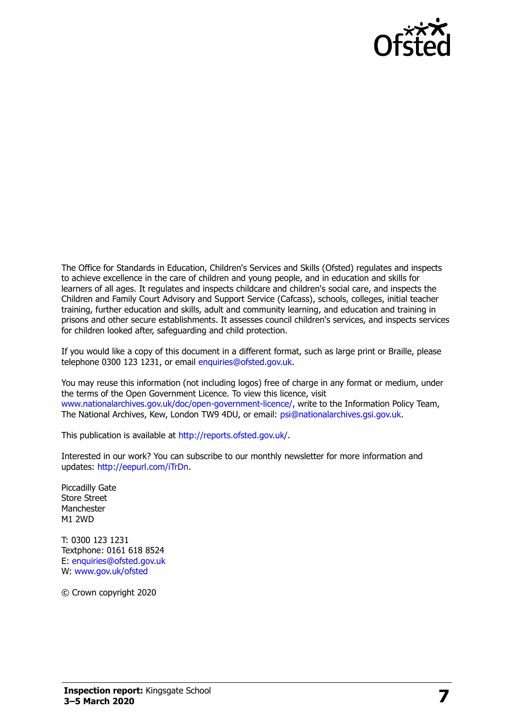The Office for Standards in Education, Children's Services and Skills (Ofsted) regulates and inspects to achieve excellence in the care of children and young people, and in education and skills for learners of all ages. It regulates and inspects childcare and children's social care, and inspects the Children and Family Court Advisory and Support Service (Cafcass), schools, colleges, initial teacher training, further education and skills, adult and community learning, and education and training in prisons and other secure establishments. It assesses council children's services, and inspects services for children looked after, safeguarding and child protection.

If you would like a copy of this document in a different format, such as large print or Braille, please telephone 0300 123 1231, or email enquiries@ofsted.gov.uk.

You may reuse this information (not including logos) free of charge in any format or medium, under the terms of the Open Government Licence. To view this licence, visit www.nationalarchives.gov.uk/doc/open-government-licence/, write to the Information Policy Team, The National Archives, Kew, London TW9 4DU, or email: psi@nationalarchives.gsi.gov.uk.

This publication is available at http://reports.ofsted.gov.uk/.

Interested in our work? You can subscribe to our monthly newsletter for more information and updates: http://eepurl.com/iTrDn.

Piccadilly Gate
Store Street
Manchester
M1 2WD

T: 0300 123 1231
Textphone: 0161 618 8524
E: enquiries@ofsted.gov.uk
W: www.gov.uk/ofsted

© Crown copyright 2020